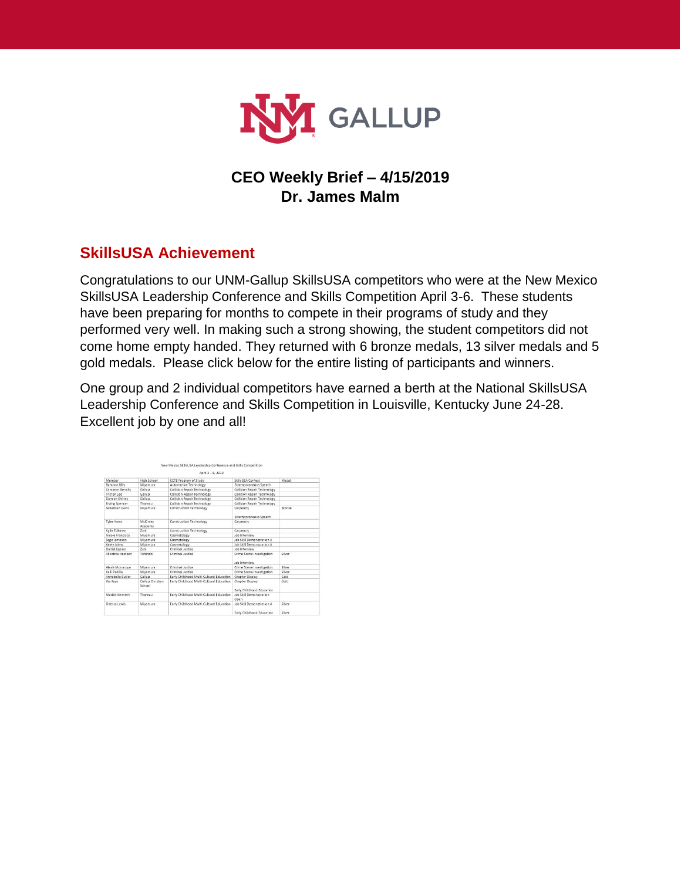GALLUP

## CEO Weekly Brief – 4/15/2019
## Dr. James Malm

## SkillsUSA Achievement

Congratulations to our UNM-Gallup SkillsUSA competitors who were at the New Mexico SkillsUSA Leadership Conference and Skills Competition April 3-6. These students have been preparing for months to compete in their programs of study and they performed very well. In making such a strong showing, the student competitors did not come home empty handed. They returned with 6 bronze medals, 13 silver medals and 5 gold medals. Please click below for the entire listing of participants and winners.

One group and 2 individual competitors have earned a berth at the National SkillsUSA Leadership Conference and Skills Competition in Louisville, Kentucky June 24-28. Excellent job by one and all!

New Mexico SkillsUSA Leadership Conference and Skills Competition

April 3 – 6, 2019

| Member | High School | CCTE Program of Study | SkillsUSA Contest | Medal |
|---|---|---|---|---|
| Ramona Billy | Miyamura | Automotive Technology | Extemporaneous Speech | |
| Cameron Benally | Gallup | Collision Repair Technology | Collision Repair Technology | |
| Tristan Lee | Gallup | Collision Repair Technology | Collision Repair Technology | |
| Damien Shirley | Gallup | Collision Repair Technology | Collision Repair Technology | |
| Erving Spencer | Thoreau | Collision Repair Technology | Collision Repair Technology | |
| Sebastian Davis | Miyamura | Construction Technology | Carpentry<br><br>Extemporaneous Speech | Bronze |
| Tyler Hews | McKinley Academy | Construction Technology | Carpentry | |
| Kylie Tsikewa | Zuni | Construction Technology | Carpentry | |
| Nicole Francisco | Miyamura | Cosmetology | Job Interview | |
| Sage Jameson | Miyamura | Cosmetology | Job Skill Demonstration A | |
| Keely Johns | Miyamura | Cosmetology | Job Skill Demonstration A | |
| Daniel Espino | Zuni | Criminal Justice | Job Interview | |
| Alicetina Hosteen | Tohatchi | Criminal Justice | Crime Scene Investigation<br><br>Job Interview | Silver |
| Alexis Monarque | Miyamura | Criminal Justice | Crime Scene Investigation | Silver |
| Kalli Padilla | Miyamura | Criminal Justice | Crime Scene Investigation | Silver |
| Annabelle Butler | Gallup | Early Childhood Multi-Cultural Education | Chapter Display | Gold |
| Kia Kaye | Gallup Christian School | Early Childhood Multi-Cultural Education | Chapter Display<br><br>Early Childhood Education | Gold |
| Mariah Kenneth | Thoreau | Early Childhood Multi-Cultural Education | Job Skill Demonstration Open | |
| Odessa Lewis | Miyamura | Early Childhood Multi-Cultural Education | Job Skill Demonstration A<br><br>Early Childhood Education | Silver<br><br>Silver |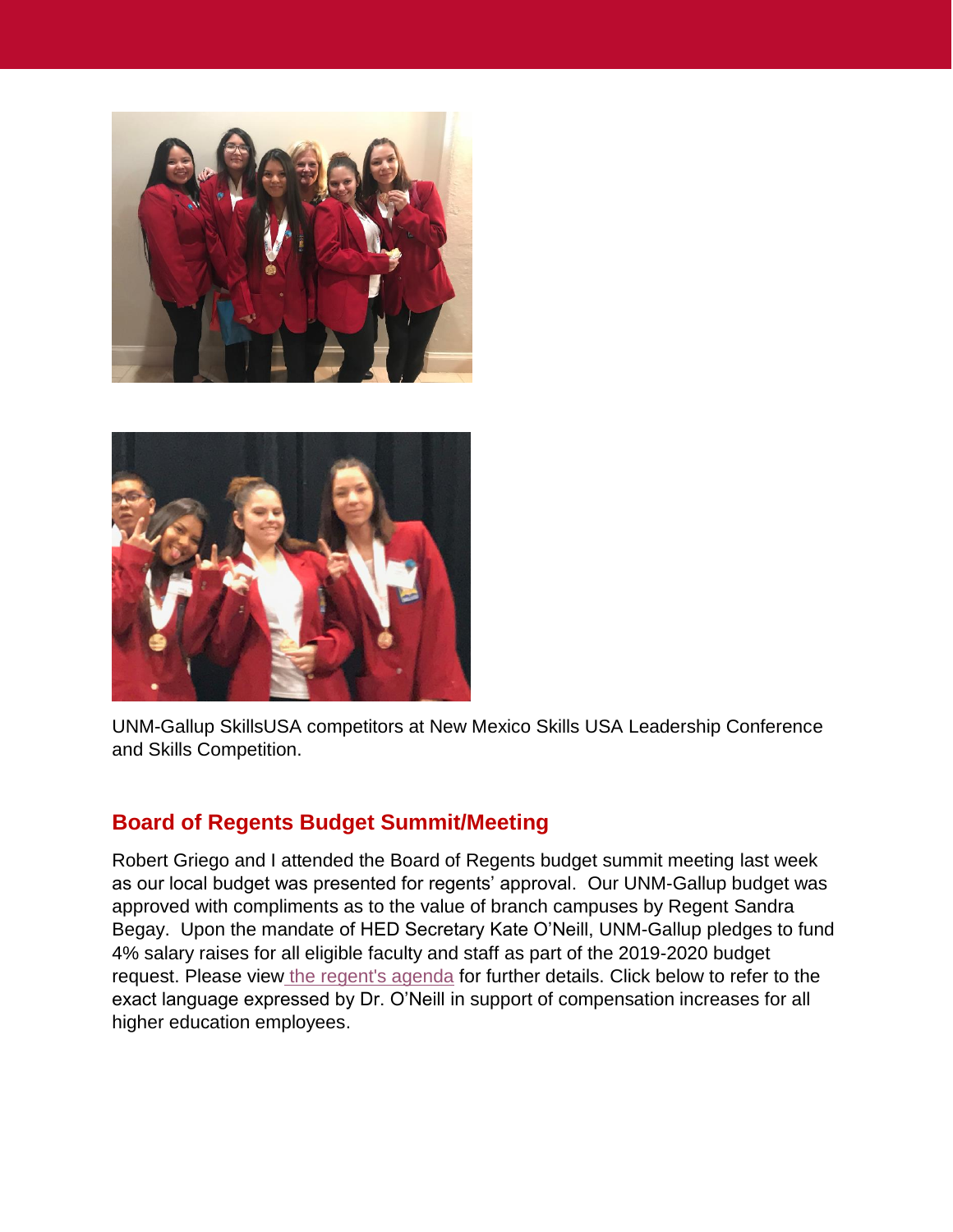UNM-Gallup SkillsUSA competitors at New Mexico Skills USA Leadership Conference and Skills Competition.

## Board of Regents Budget Summit/Meeting

Robert Griego and I attended the Board of Regents budget summit meeting last week as our local budget was presented for regents' approval. Our UNM-Gallup budget was approved with compliments as to the value of branch campuses by Regent Sandra Begay. Upon the mandate of HED Secretary Kate O'Neill, UNM-Gallup pledges to fund 4% salary raises for all eligible faculty and staff as part of the 2019-2020 budget request. Please view the regent's agenda for further details. Click below to refer to the exact language expressed by Dr. O'Neill in support of compensation increases for all higher education employees.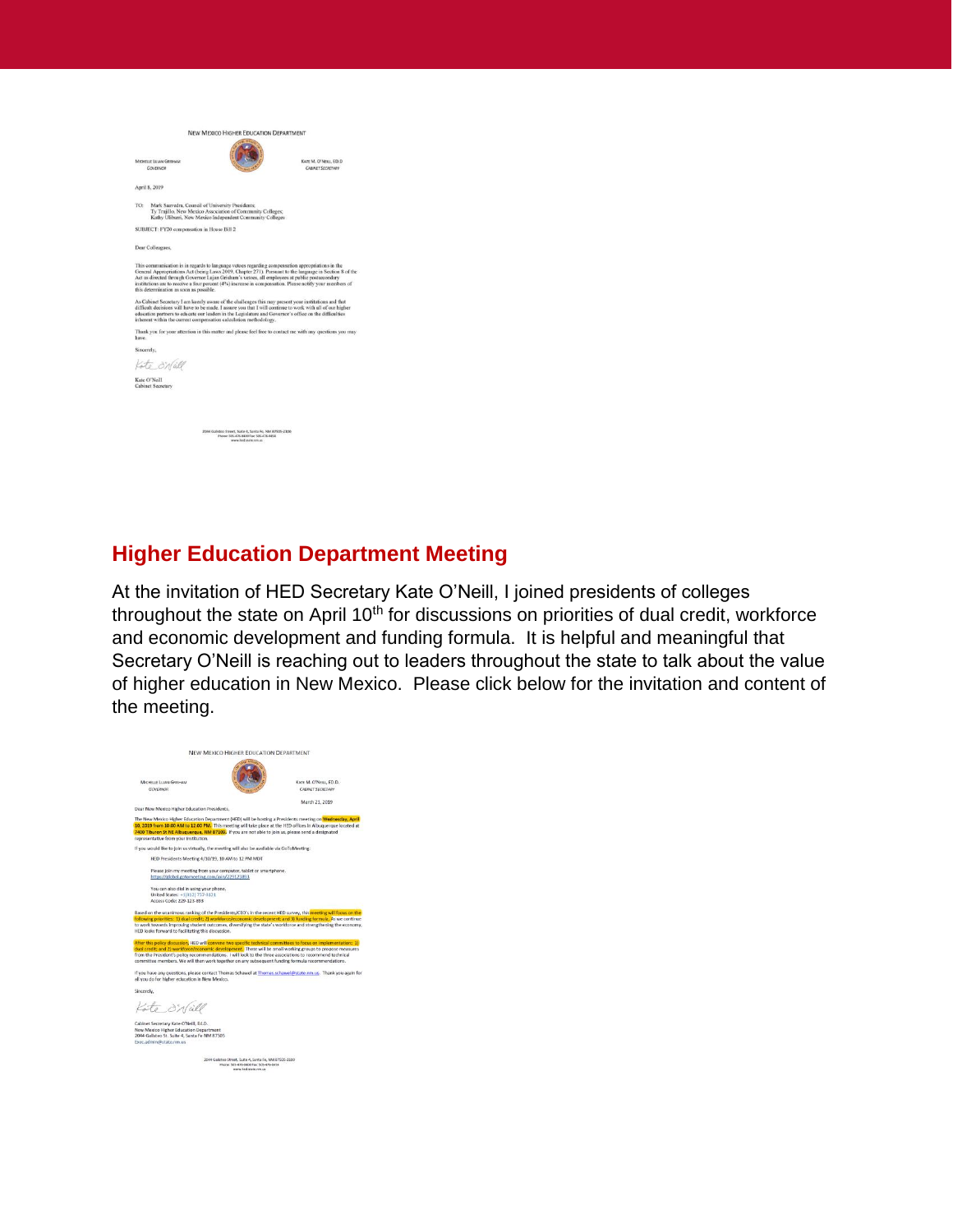NEW MEXICO HIGHER EDUCATION DEPARTMENT

MICHELLE LUJAN GRISHAM
GOVERNOR

KATE M. O'NEILL, ED.D
CABINET SECRETARY

April 8, 2019

TO: Mark Saavedra, Council of University Presidents;
Ty Trujillo, New Mexico Association of Community Colleges;
Kathy Ulibarri, New Mexico Independent Community Colleges

SUBJECT: FY20 compensation in House Bill 2

Dear Colleagues,

This communication is in regards to language vetoes regarding compensation appropriations in the General Appropriations Act (being Laws 2019, Chapter 271). Pursuant to the language in Section 8 of the Act as directed through Governor Lujan Grisham's vetoes, all employees at public postsecondary institutions are to receive a four percent (4%) increase in compensation. Please notify your members of this determination as soon as possible.

As Cabinet Secretary I am keenly aware of the challenges this may present your institutions and that difficult decisions will have to be made. I assure you that I will continue to work with all of our higher education partners to educate our leaders in the Legislature and Governor's office on the difficulties inherent within the current compensation calculation methodology.

Thank you for your attention in this matter and please feel free to contact me with any questions you may have.

Sincerely,

Kate O'Neill

Kate O'Neill
Cabinet Secretary

2044 Galisteo Street, Suite 4, Santa Fe, NM 87505-2100
Phone: 505-476-8400 Fax: 505-476-8454
www.hed.state.nm.us

## Higher Education Department Meeting

At the invitation of HED Secretary Kate O'Neill, I joined presidents of colleges throughout the state on April 10th for discussions on priorities of dual credit, workforce and economic development and funding formula. It is helpful and meaningful that Secretary O'Neill is reaching out to leaders throughout the state to talk about the value of higher education in New Mexico. Please click below for the invitation and content of the meeting.

NEW MEXICO HIGHER EDUCATION DEPARTMENT

MICHELLE LUJAN GRISHAM
GOVERNOR

KATE M. O'NEILL, ED.D.
CABINET SECRETARY

March 21, 2019

Dear New Mexico Higher Education Presidents,

The New Mexico Higher Education Department (HED) will be hosting a Presidents meeting on **Wednesday, April 10, 2019 from 10:00 AM to 12:00 PM.** This meeting will take place at the HED offices in Albuquerque located at **2400 Tiburon St NE Albuquerque, NM 87106.** If you are not able to join us, please send a designated representative from your institution.

If you would like to join us virtually, the meeting will also be available via GoToMeeting:

HED Presidents Meeting 4/10/19, 10 AM to 12 PM MDT

Please join my meeting from your computer, tablet or smartphone.
https://global.gotomeeting.com/join/229123893

You can also dial in using your phone.
United States: +1 (312) 757-3121
Access Code: 229-123-893

Based on the unanimous ranking of the Presidents/CEO's in the recent HED survey, this **meeting will focus on the following priorities: 1) dual credit; 2) workforce/economic development; and 3) funding formula.** As we continue to work towards improving student outcomes, diversifying the state's workforce and strengthening the economy, HED looks forward to facilitating this discussion.

**After this policy discussion,** HED will **convene two specific technical committees to focus on implementation: 1) dual credit; and 2) workforce/economic development.** These will be small working groups to propose measures from the President's policy recommendations. I will look to the three associations to recommend technical committee members. We will then work together on any subsequent funding formula recommendations.

If you have any questions, please contact Thomas Schawel at Thomas.schawel@state.nm.us. Thank you again for all you do for higher education in New Mexico.

Sincerely,

Kate O'Neill

Cabinet Secretary Kate O'Neill, Ed.D.
New Mexico Higher Education Department
2044 Galisteo St. Suite 4, Santa Fe NM 87505
Exec.admin@state.nm.us

2044 Galisteo Street, Suite 4, Santa Fe, NM 87505-2100
Phone: 505-476-8400 Fax: 505-476-8454
www.hed.state.nm.us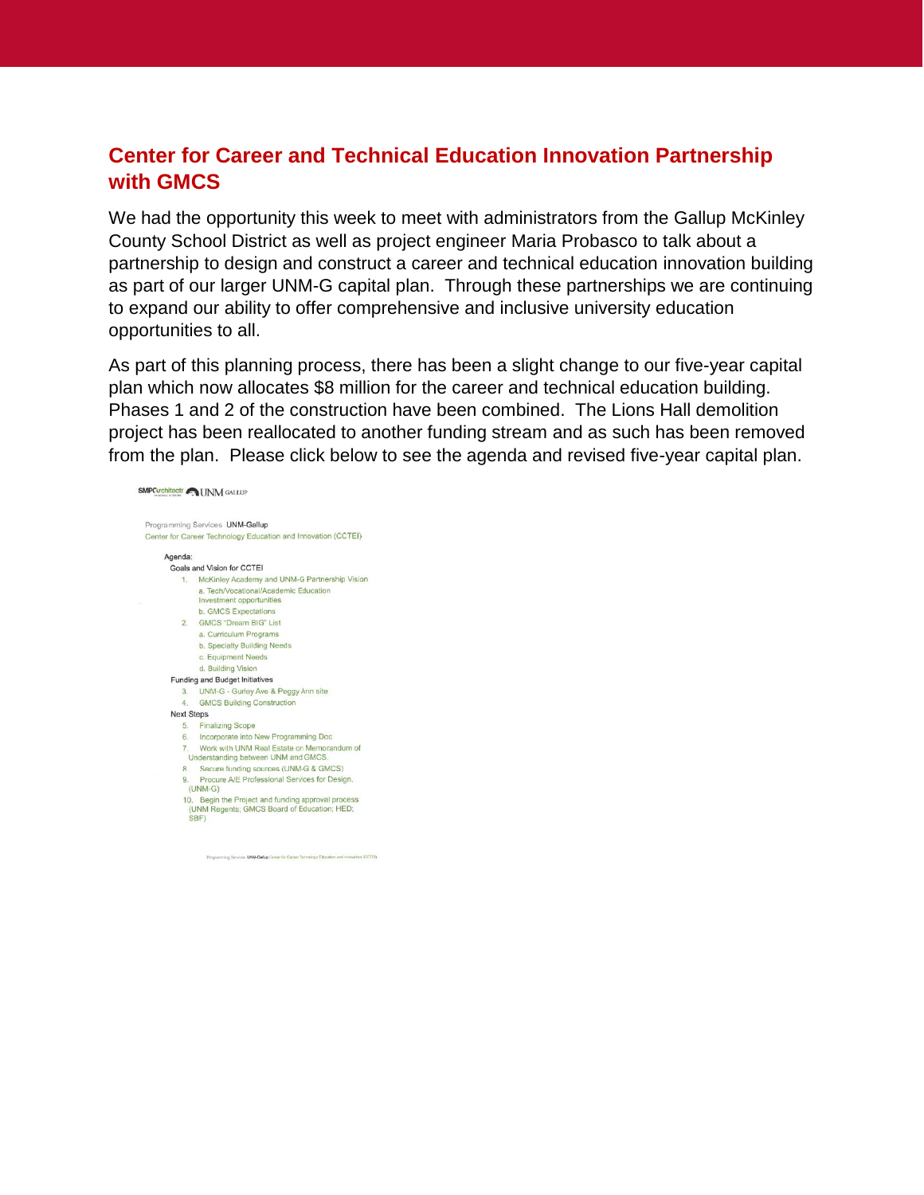## Center for Career and Technical Education Innovation Partnership with GMCS

We had the opportunity this week to meet with administrators from the Gallup McKinley County School District as well as project engineer Maria Probasco to talk about a partnership to design and construct a career and technical education innovation building as part of our larger UNM-G capital plan. Through these partnerships we are continuing to expand our ability to offer comprehensive and inclusive university education opportunities to all.

As part of this planning process, there has been a slight change to our five-year capital plan which now allocates $8 million for the career and technical education building. Phases 1 and 2 of the construction have been combined. The Lions Hall demolition project has been reallocated to another funding stream and as such has been removed from the plan. Please click below to see the agenda and revised five-year capital plan.

SMPC Architects UNM GALLUP

Programming Services UNM-Gallup
Center for Career Technology Education and Innovation (CCTEI)

Agenda:

Goals and Vision for CCTEI

1. McKinley Academy and UNM-G Partnership Vision
   a. Tech/Vocational/Academic Education Investment opportunities
   b. GMCS Expectations
2. GMCS "Dream BIG" List
   a. Curriculum Programs
   b. Specialty Building Needs
   c. Equipment Needs
   d. Building Vision

Funding and Budget Initiatives

3. UNM-G - Gurley Ave & Peggy Ann site
4. GMCS Building Construction

Next Steps

5. Finalizing Scope
6. Incorporate into New Programming Doc
7. Work with UNM Real Estate on Memorandum of Understanding between UNM and GMCS
8. Secure funding sources (UNM-G & GMCS)
9. Procure A/E Professional Services for Design. (UNM-G)
10. Begin the Project and funding approval process (UNM Regents; GMCS Board of Education; HED; SBF)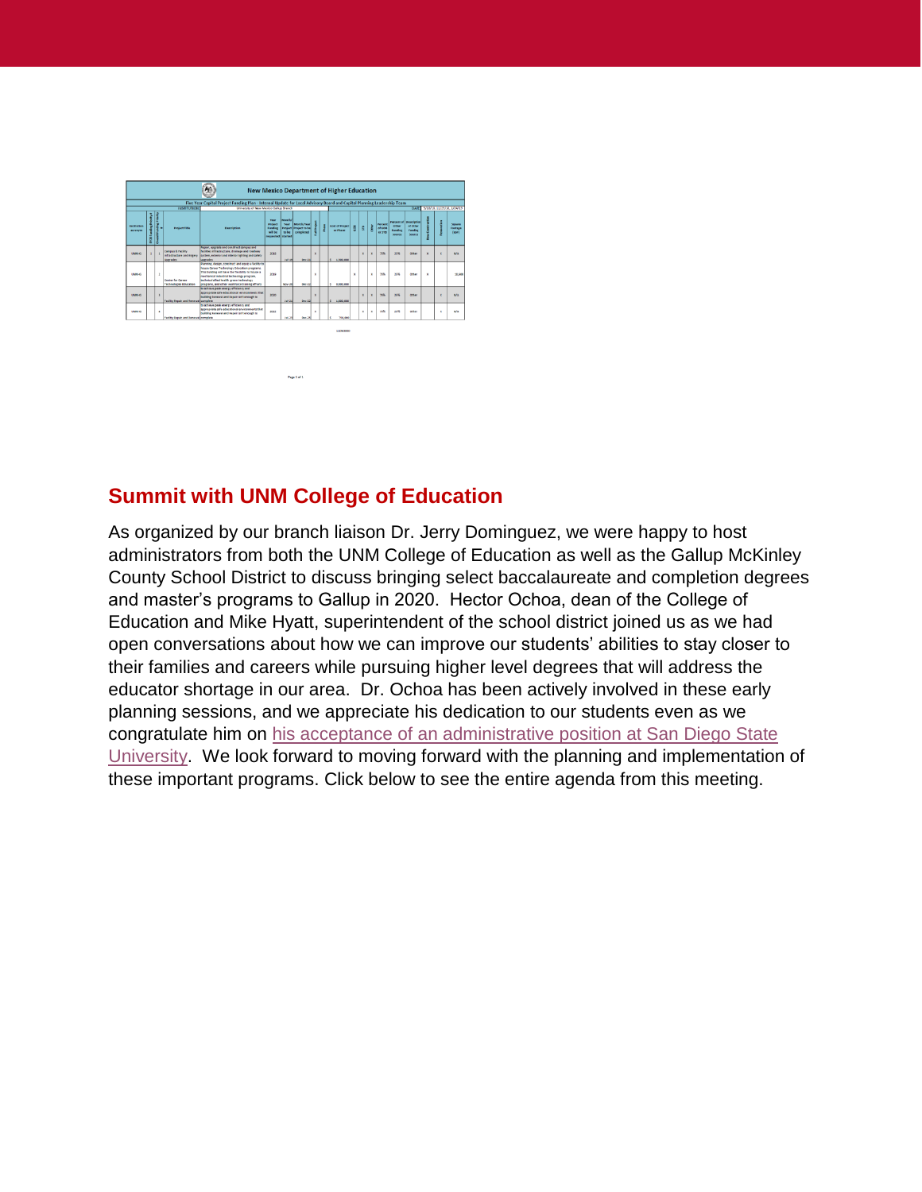New Mexico Department of Higher Education

Five Year Capital Project Funding Plan - Internal Update for Local Advisory Board and Capital Planning Leadership Team

## Summit with UNM College of Education

As organized by our branch liaison Dr. Jerry Dominguez, we were happy to host administrators from both the UNM College of Education as well as the Gallup McKinley County School District to discuss bringing select baccalaureate and completion degrees and master's programs to Gallup in 2020. Hector Ochoa, dean of the College of Education and Mike Hyatt, superintendent of the school district joined us as we had open conversations about how we can improve our students' abilities to stay closer to their families and careers while pursuing higher level degrees that will address the educator shortage in our area. Dr. Ochoa has been actively involved in these early planning sessions, and we appreciate his dedication to our students even as we congratulate him on his acceptance of an administrative position at San Diego State University. We look forward to moving forward with the planning and implementation of these important programs. Click below to see the entire agenda from this meeting.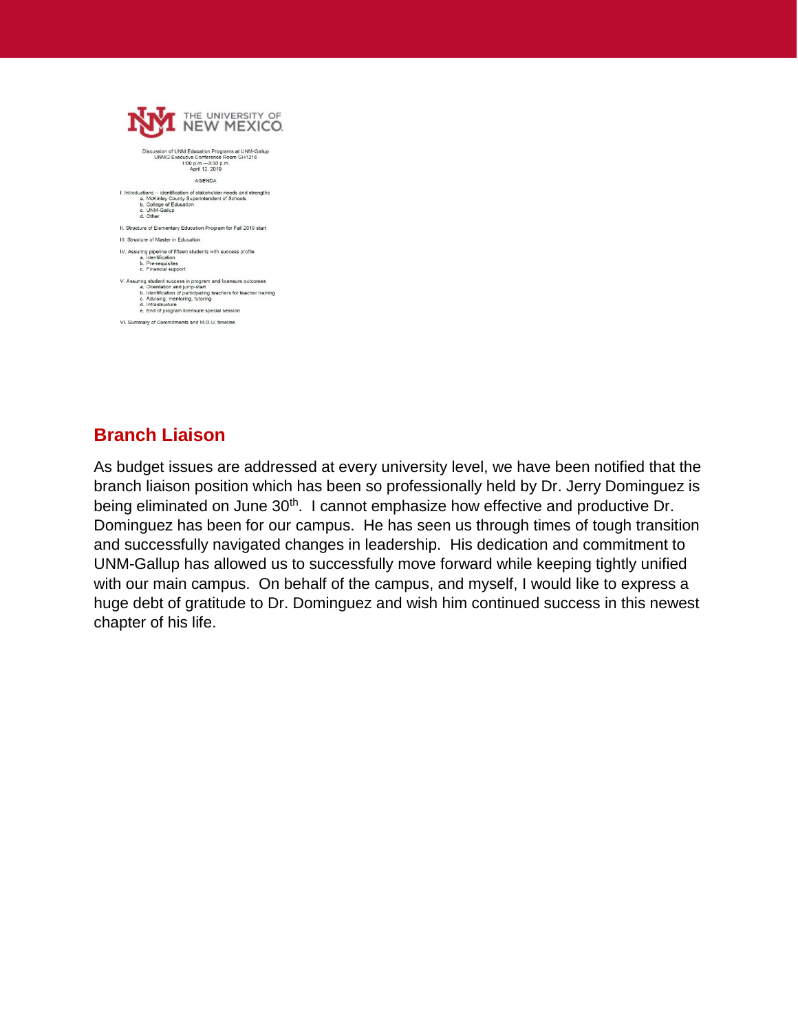THE UNIVERSITY OF NEW MEXICO

Discussion of UNM Education Programs at UNM-Gallup
UNMG Executive Conference Room GH1216
1:00 p.m.—3:30 p.m.
April 12, 2019

AGENDA

I. Introductions -- identification of stakeholder needs and strengths
   a. McKinley County Superintendent of Schools
   b. College of Education
   c. UNM-Gallup
   d. Other

II. Structure of Elementary Education Program for Fall 2019 start

III. Structure of Master in Education

IV. Assuring pipeline of fifteen students with success profile
   a. Identification
   b. Pre-requisites
   c. Financial support

V. Assuring student success in program and licensure outcomes
   a. Orientation and jump-start
   b. Identification of participating teachers for teacher training
   c. Advising, mentoring, tutoring
   d. Infrastructure
   e. End of program licensure special session

VI. Summary of Commitments and M.O.U. timeline

## Branch Liaison

As budget issues are addressed at every university level, we have been notified that the branch liaison position which has been so professionally held by Dr. Jerry Dominguez is being eliminated on June 30th. I cannot emphasize how effective and productive Dr. Dominguez has been for our campus. He has seen us through times of tough transition and successfully navigated changes in leadership. His dedication and commitment to UNM-Gallup has allowed us to successfully move forward while keeping tightly unified with our main campus. On behalf of the campus, and myself, I would like to express a huge debt of gratitude to Dr. Dominguez and wish him continued success in this newest chapter of his life.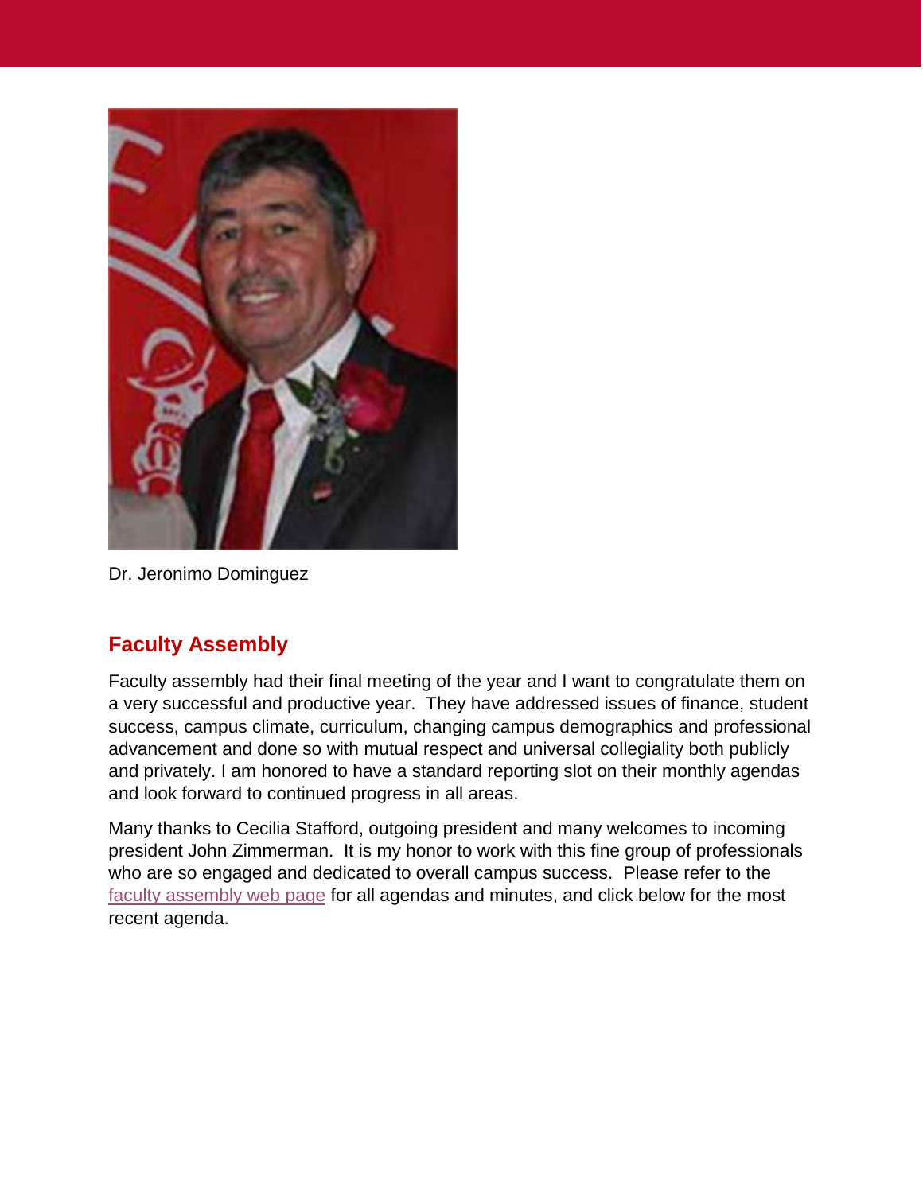Dr. Jeronimo Dominguez

## Faculty Assembly

Faculty assembly had their final meeting of the year and I want to congratulate them on a very successful and productive year. They have addressed issues of finance, student success, campus climate, curriculum, changing campus demographics and professional advancement and done so with mutual respect and universal collegiality both publicly and privately. I am honored to have a standard reporting slot on their monthly agendas and look forward to continued progress in all areas.

Many thanks to Cecilia Stafford, outgoing president and many welcomes to incoming president John Zimmerman. It is my honor to work with this fine group of professionals who are so engaged and dedicated to overall campus success. Please refer to the faculty assembly web page for all agendas and minutes, and click below for the most recent agenda.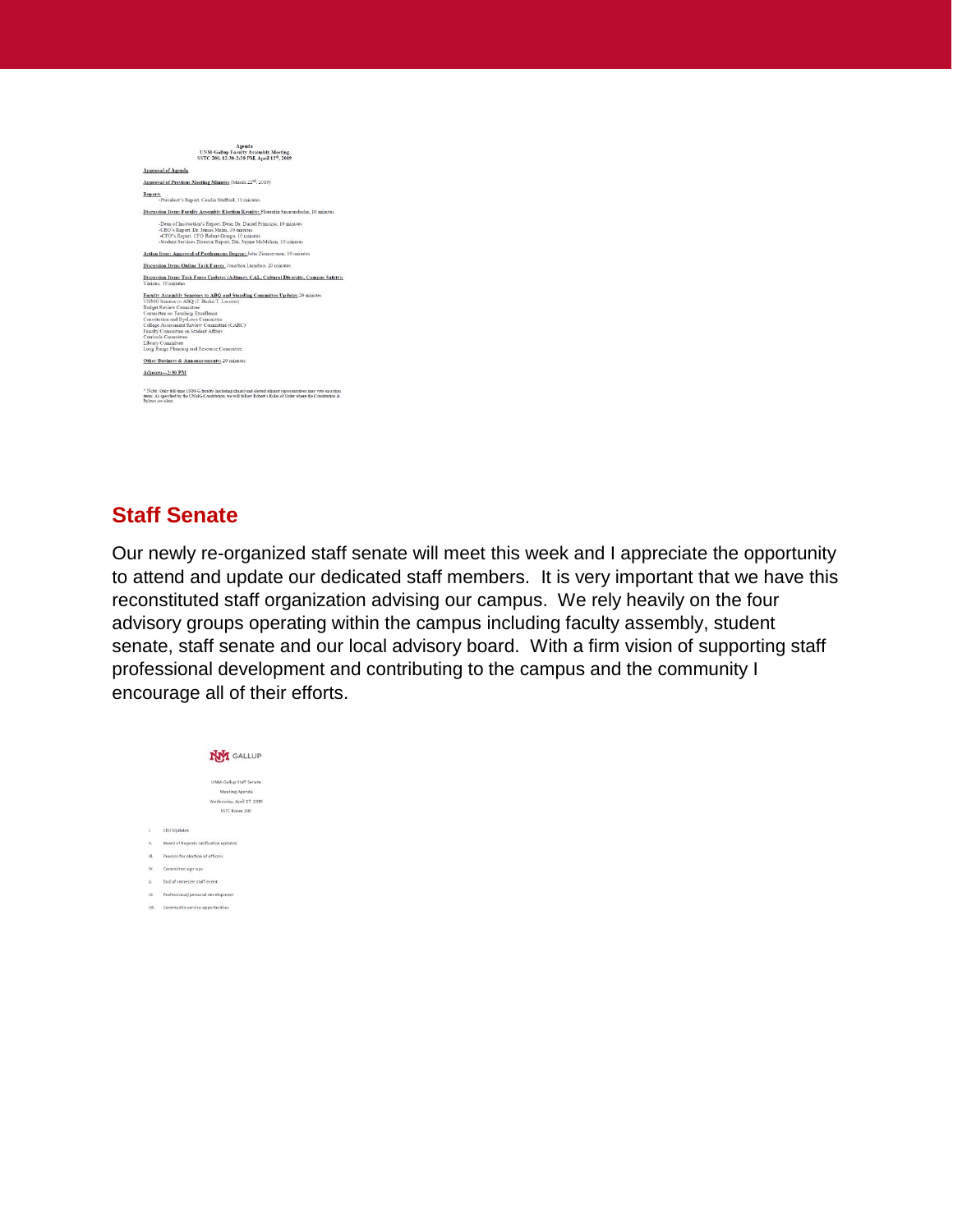Agenda
UNM-Gallup Faculty Assembly Meeting
SSTC 200, 12:30-2:30 PM, April 12th, 2019

**Approval of Agenda**

**Approval of Previous Meeting Minutes** (March 22nd, 2019)

**Reports**
-President's Report, Cecilia Stafford, 10 minutes

**Discussion Item: Faculty Assembly Election Results:** Florentin Smarandache, 10 minutes

-Dean of Instruction's Report, Dean Dr. Daniel Primozic, 10 minutes
-CEO's Report, Dr. James Malm, 10 minutes
-CFO's Report, CFO Robert Griego, 10 minutes
-Student Services Director Report, Dir. Jayme McMahon, 10 minutes

**Action Item: Approval of Posthumous Degree:** John Zimmerman, 10 minutes

**Discussion Item: Online Task Forces**, Jonathon Lucnalo, 20 minutes

**Discussion Item: Task Force Updates (Adjunct, CAL, Cultural Diversity, Campus Safety)** Various, 10 minutes

**Faculty Assembly Senators to ABQ and Standing Committee Updates** 20 minutes
UNMG Senator to ABQ (J. Burke/T. Lassiter)
Budget Review Committee
Committee on Teaching Excellence
Constitution and By-Laws Committee
College Assessment Review Committee (CARC)
Faculty Committee on Student Affairs
Curricula Committee
Library Committee
Long Range Planning and Resource Committee

**Other Business & Announcements:** 20 minutes

**Adjourn—2:30 PM**

* Note: Only full-time UNM-G faculty (including chairs) and elected adjunct representatives may vote on action items. As specified by the UNMG Constitution, we will follow Robert's Rules of Order where the Constitution & Bylaws are silent.

## Staff Senate

Our newly re-organized staff senate will meet this week and I appreciate the opportunity to attend and update our dedicated staff members. It is very important that we have this reconstituted staff organization advising our campus. We rely heavily on the four advisory groups operating within the campus including faculty assembly, student senate, staff senate and our local advisory board. With a firm vision of supporting staff professional development and contributing to the campus and the community I encourage all of their efforts.

UNM GALLUP

UNM-Gallup Staff Senate
Meeting Agenda
Wednesday, April 17, 2019
SSTC Room 200

I. CEO Updates
II. Board of Regents ratification updates
III. Process for election of officers
IV. Committee sign ups
V. End of semester staff event
VI. Professional/personal development
VII. Community service opportunities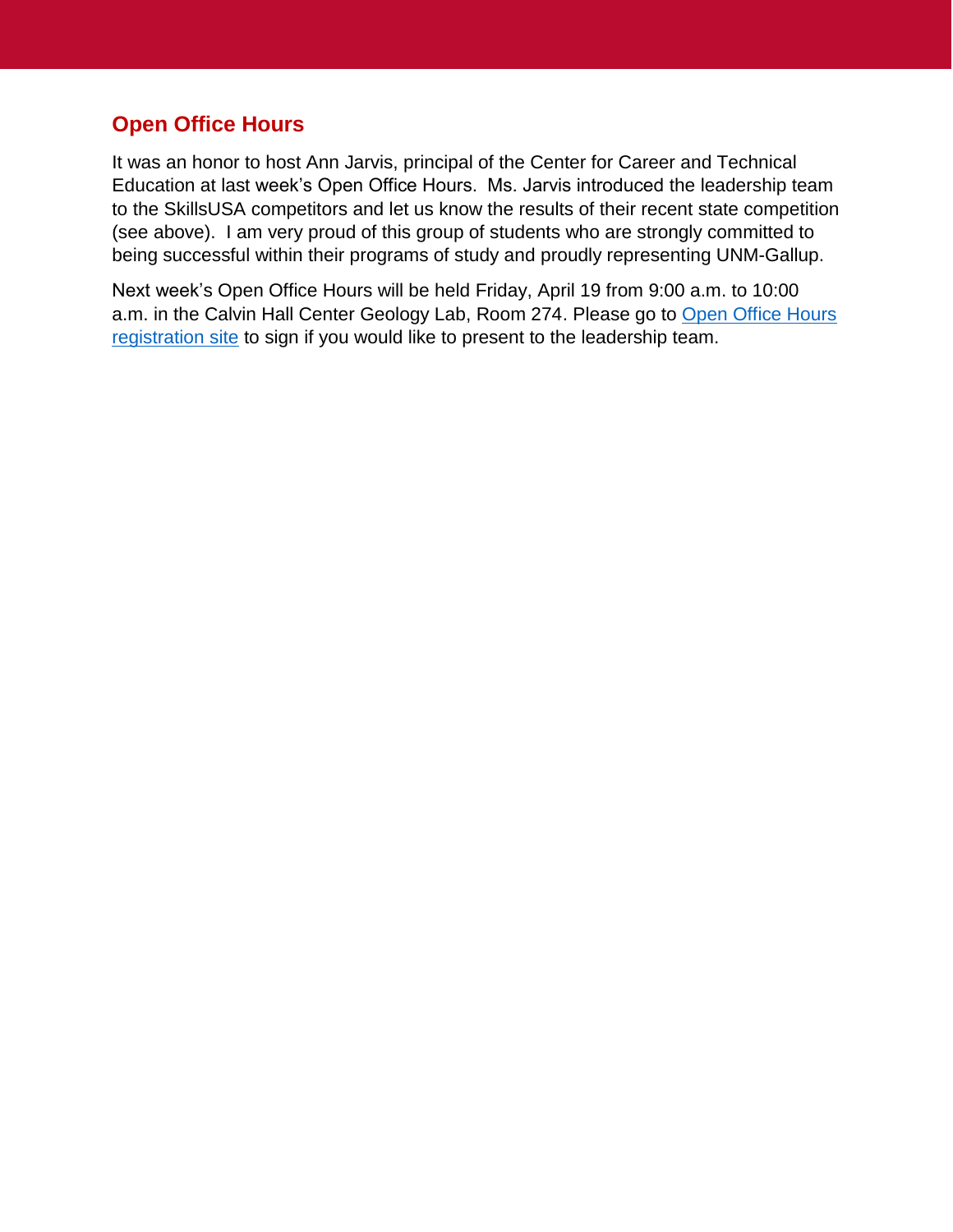## Open Office Hours

It was an honor to host Ann Jarvis, principal of the Center for Career and Technical Education at last week's Open Office Hours. Ms. Jarvis introduced the leadership team to the SkillsUSA competitors and let us know the results of their recent state competition (see above). I am very proud of this group of students who are strongly committed to being successful within their programs of study and proudly representing UNM-Gallup.

Next week's Open Office Hours will be held Friday, April 19 from 9:00 a.m. to 10:00 a.m. in the Calvin Hall Center Geology Lab, Room 274. Please go to Open Office Hours registration site to sign if you would like to present to the leadership team.